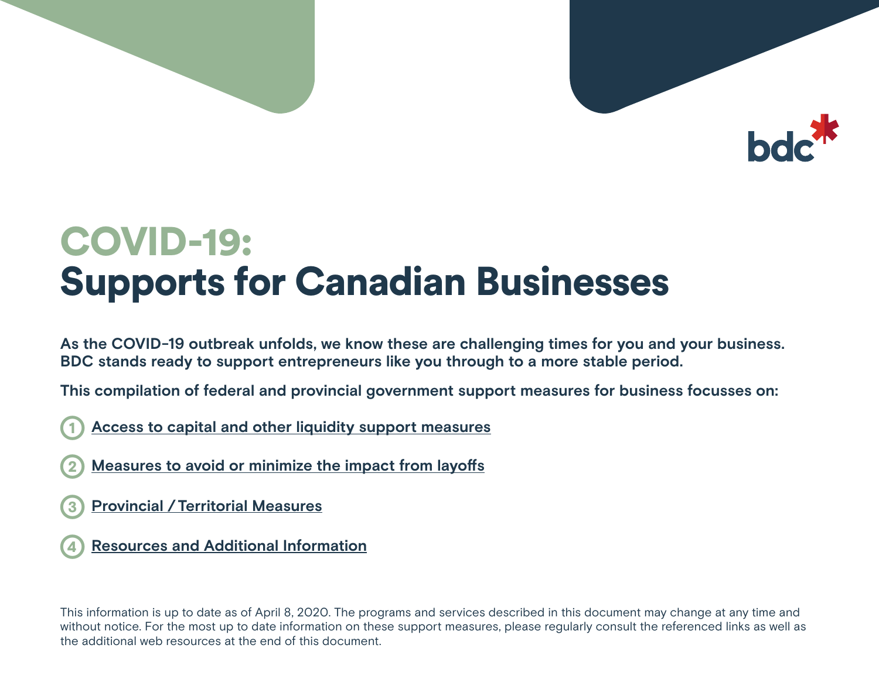# COVID-19: Supports for Canadian Businesses

**As the COVID-19 outbreak unfolds, we know these are challenging times for you and your business. BDC stands ready to support entrepreneurs like you through to a more stable period.**

**This compilation of federal and provincial government support measures for business focusses on:**

1. Access to capital and other liquidity support measures
2. Measures to avoid or minimize the impact from layoffs
3. Provincial / Territorial Measures
4. Resources and Additional Information

This information is up to date as of April 8, 2020. The programs and services described in this document may change at any time and without notice. For the most up to date information on these support measures, please regularly consult the referenced links as well as the additional web resources at the end of this document.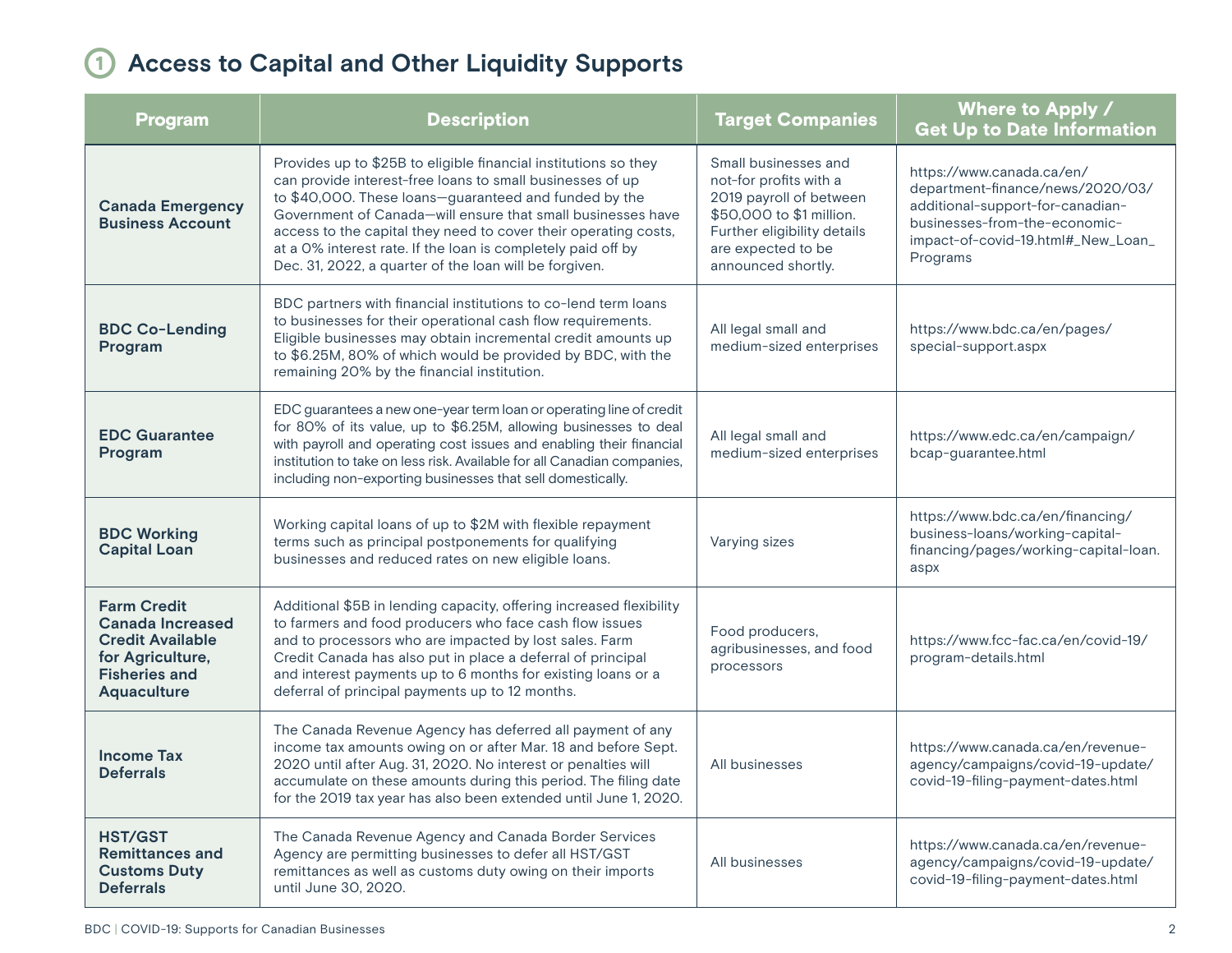## 1 Access to Capital and Other Liquidity Supports

| Program | Description | Target Companies | Where to Apply / Get Up to Date Information |
|---|---|---|---|
| **Canada Emergency Business Account** | Provides up to $25B to eligible financial institutions so they can provide interest-free loans to small businesses of up to $40,000. These loans—guaranteed and funded by the Government of Canada—will ensure that small businesses have access to the capital they need to cover their operating costs, at a 0% interest rate. If the loan is completely paid off by Dec. 31, 2022, a quarter of the loan will be forgiven. | Small businesses and not-for profits with a 2019 payroll of between $50,000 to $1 million. Further eligibility details are expected to be announced shortly. | https://www.canada.ca/en/department-finance/news/2020/03/additional-support-for-canadian-businesses-from-the-economic-impact-of-covid-19.html#_New_Loan_Programs |
| **BDC Co-Lending Program** | BDC partners with financial institutions to co-lend term loans to businesses for their operational cash flow requirements. Eligible businesses may obtain incremental credit amounts up to $6.25M, 80% of which would be provided by BDC, with the remaining 20% by the financial institution. | All legal small and medium-sized enterprises | https://www.bdc.ca/en/pages/special-support.aspx |
| **EDC Guarantee Program** | EDC guarantees a new one-year term loan or operating line of credit for 80% of its value, up to $6.25M, allowing businesses to deal with payroll and operating cost issues and enabling their financial institution to take on less risk. Available for all Canadian companies, including non-exporting businesses that sell domestically. | All legal small and medium-sized enterprises | https://www.edc.ca/en/campaign/bcap-guarantee.html |
| **BDC Working Capital Loan** | Working capital loans of up to $2M with flexible repayment terms such as principal postponements for qualifying businesses and reduced rates on new eligible loans. | Varying sizes | https://www.bdc.ca/en/financing/business-loans/working-capital-financing/pages/working-capital-loan.aspx |
| **Farm Credit Canada Increased Credit Available for Agriculture, Fisheries and Aquaculture** | Additional $5B in lending capacity, offering increased flexibility to farmers and food producers who face cash flow issues and to processors who are impacted by lost sales. Farm Credit Canada has also put in place a deferral of principal and interest payments up to 6 months for existing loans or a deferral of principal payments up to 12 months. | Food producers, agribusinesses, and food processors | https://www.fcc-fac.ca/en/covid-19/program-details.html |
| **Income Tax Deferrals** | The Canada Revenue Agency has deferred all payment of any income tax amounts owing on or after Mar. 18 and before Sept. 2020 until after Aug. 31, 2020. No interest or penalties will accumulate on these amounts during this period. The filing date for the 2019 tax year has also been extended until June 1, 2020. | All businesses | https://www.canada.ca/en/revenue-agency/campaigns/covid-19-update/covid-19-filing-payment-dates.html |
| **HST/GST Remittances and Customs Duty Deferrals** | The Canada Revenue Agency and Canada Border Services Agency are permitting businesses to defer all HST/GST remittances as well as customs duty owing on their imports until June 30, 2020. | All businesses | https://www.canada.ca/en/revenue-agency/campaigns/covid-19-update/covid-19-filing-payment-dates.html |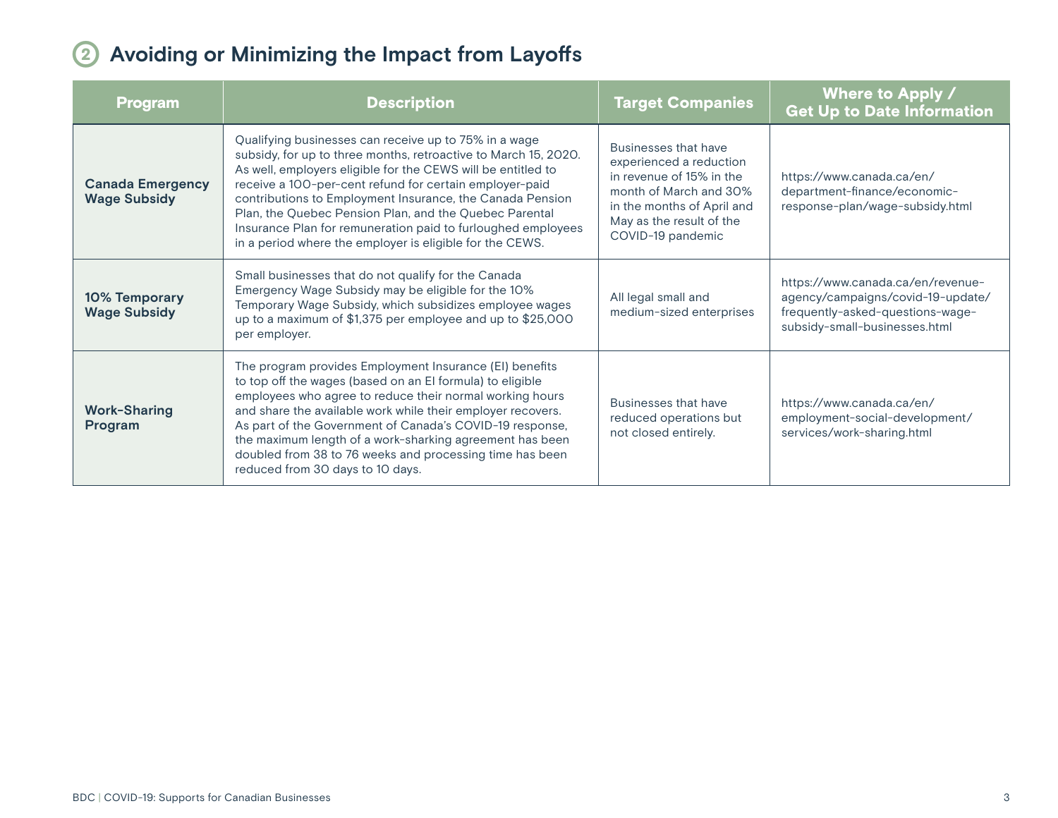## 2 Avoiding or Minimizing the Impact from Layoffs

| Program | Description | Target Companies | Where to Apply / Get Up to Date Information |
|---|---|---|---|
| **Canada Emergency Wage Subsidy** | Qualifying businesses can receive up to 75% in a wage subsidy, for up to three months, retroactive to March 15, 2020. As well, employers eligible for the CEWS will be entitled to receive a 100-per-cent refund for certain employer-paid contributions to Employment Insurance, the Canada Pension Plan, the Quebec Pension Plan, and the Quebec Parental Insurance Plan for remuneration paid to furloughed employees in a period where the employer is eligible for the CEWS. | Businesses that have experienced a reduction in revenue of 15% in the month of March and 30% in the months of April and May as the result of the COVID-19 pandemic | https://www.canada.ca/en/department-finance/economic-response-plan/wage-subsidy.html |
| **10% Temporary Wage Subsidy** | Small businesses that do not qualify for the Canada Emergency Wage Subsidy may be eligible for the 10% Temporary Wage Subsidy, which subsidizes employee wages up to a maximum of $1,375 per employee and up to $25,000 per employer. | All legal small and medium-sized enterprises | https://www.canada.ca/en/revenue-agency/campaigns/covid-19-update/frequently-asked-questions-wage-subsidy-small-businesses.html |
| **Work-Sharing Program** | The program provides Employment Insurance (EI) benefits to top off the wages (based on an EI formula) to eligible employees who agree to reduce their normal working hours and share the available work while their employer recovers. As part of the Government of Canada's COVID-19 response, the maximum length of a work-sharking agreement has been doubled from 38 to 76 weeks and processing time has been reduced from 30 days to 10 days. | Businesses that have reduced operations but not closed entirely. | https://www.canada.ca/en/employment-social-development/services/work-sharing.html |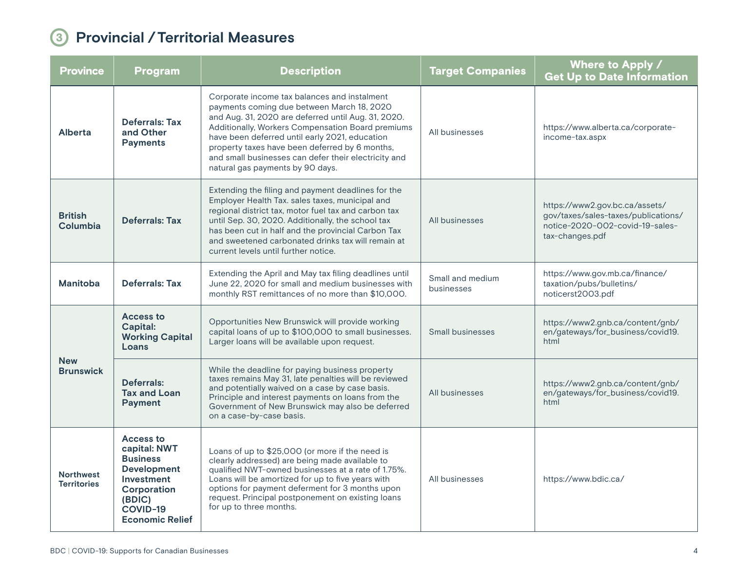## 3 Provincial / Territorial Measures

| Province | Program | Description | Target Companies | Where to Apply / Get Up to Date Information |
|---|---|---|---|---|
| **Alberta** | **Deferrals: Tax and Other Payments** | Corporate income tax balances and instalment payments coming due between March 18, 2020 and Aug. 31, 2020 are deferred until Aug. 31, 2020. Additionally, Workers Compensation Board premiums have been deferred until early 2021, education property taxes have been deferred by 6 months, and small businesses can defer their electricity and natural gas payments by 90 days. | All businesses | https://www.alberta.ca/corporate-income-tax.aspx |
| **British Columbia** | **Deferrals: Tax** | Extending the filing and payment deadlines for the Employer Health Tax. sales taxes, municipal and regional district tax, motor fuel tax and carbon tax until Sep. 30, 2020. Additionally, the school tax has been cut in half and the provincial Carbon Tax and sweetened carbonated drinks tax will remain at current levels until further notice. | All businesses | https://www2.gov.bc.ca/assets/gov/taxes/sales-taxes/publications/notice-2020-002-covid-19-sales-tax-changes.pdf |
| **Manitoba** | **Deferrals: Tax** | Extending the April and May tax filing deadlines until June 22, 2020 for small and medium businesses with monthly RST remittances of no more than $10,000. | Small and medium businesses | https://www.gov.mb.ca/finance/taxation/pubs/bulletins/noticerst2003.pdf |
| **New Brunswick** | **Access to Capital: Working Capital Loans** | Opportunities New Brunswick will provide working capital loans of up to $100,000 to small businesses. Larger loans will be available upon request. | Small businesses | https://www2.gnb.ca/content/gnb/en/gateways/for_business/covid19.html |
| | **Deferrals: Tax and Loan Payment** | While the deadline for paying business property taxes remains May 31, late penalties will be reviewed and potentially waived on a case by case basis. Principle and interest payments on loans from the Government of New Brunswick may also be deferred on a case-by-case basis. | All businesses | https://www2.gnb.ca/content/gnb/en/gateways/for_business/covid19.html |
| **Northwest Territories** | **Access to capital: NWT Business Development Investment Corporation (BDIC) COVID-19 Economic Relief** | Loans of up to $25,000 (or more if the need is clearly addressed) are being made available to qualified NWT-owned businesses at a rate of 1.75%. Loans will be amortized for up to five years with options for payment deferment for 3 months upon request. Principal postponement on existing loans for up to three months. | All businesses | https://www.bdic.ca/ |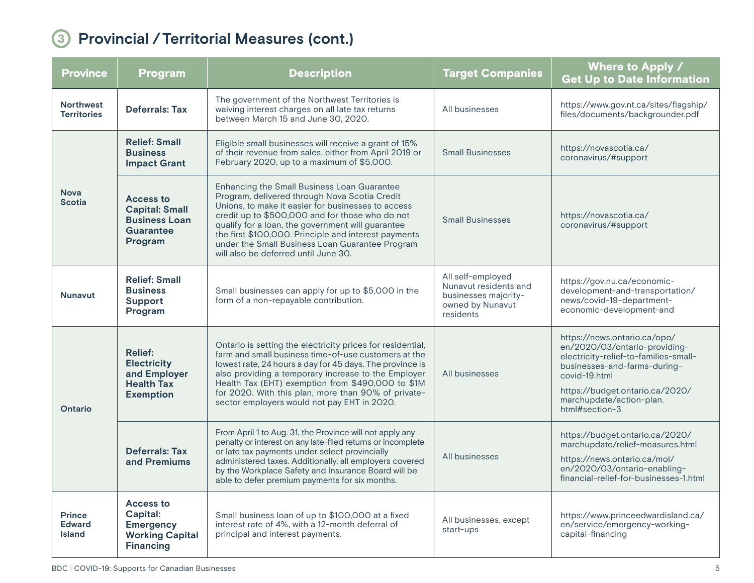## 3 Provincial / Territorial Measures (cont.)

| Province | Program | Description | Target Companies | Where to Apply / Get Up to Date Information |
|---|---|---|---|---|
| **Northwest Territories** | **Deferrals: Tax** | The government of the Northwest Territories is waiving interest charges on all late tax returns between March 15 and June 30, 2020. | All businesses | https://www.gov.nt.ca/sites/flagship/files/documents/backgrounder.pdf |
| **Nova Scotia** | **Relief: Small Business Impact Grant** | Eligible small businesses will receive a grant of 15% of their revenue from sales, either from April 2019 or February 2020, up to a maximum of $5,000. | Small Businesses | https://novascotia.ca/coronavirus/#support |
| | **Access to Capital: Small Business Loan Guarantee Program** | Enhancing the Small Business Loan Guarantee Program, delivered through Nova Scotia Credit Unions, to make it easier for businesses to access credit up to $500,000 and for those who do not qualify for a loan, the government will guarantee the first $100,000. Principle and interest payments under the Small Business Loan Guarantee Program will also be deferred until June 30. | Small Businesses | https://novascotia.ca/coronavirus/#support |
| **Nunavut** | **Relief: Small Business Support Program** | Small businesses can apply for up to $5,000 in the form of a non-repayable contribution. | All self-employed Nunavut residents and businesses majority-owned by Nunavut residents | https://gov.nu.ca/economic-development-and-transportation/news/covid-19-department-economic-development-and |
| **Ontario** | **Relief: Electricity and Employer Health Tax Exemption** | Ontario is setting the electricity prices for residential, farm and small business time-of-use customers at the lowest rate, 24 hours a day for 45 days. The province is also providing a temporary increase to the Employer Health Tax (EHT) exemption from $490,000 to $1M for 2020. With this plan, more than 90% of private-sector employers would not pay EHT in 2020. | All businesses | https://news.ontario.ca/opo/en/2020/03/ontario-providing-electricity-relief-to-families-small-businesses-and-farms-during-covid-19.html<br>https://budget.ontario.ca/2020/marchupdate/action-plan.html#section-3 |
| | **Deferrals: Tax and Premiums** | From April 1 to Aug. 31, the Province will not apply any penalty or interest on any late-filed returns or incomplete or late tax payments under select provincially administered taxes. Additionally, all employers covered by the Workplace Safety and Insurance Board will be able to defer premium payments for six months. | All businesses | https://budget.ontario.ca/2020/marchupdate/relief-measures.html<br>https://news.ontario.ca/mol/en/2020/03/ontario-enabling-financial-relief-for-businesses-1.html |
| **Prince Edward Island** | **Access to Capital: Emergency Working Capital Financing** | Small business loan of up to $100,000 at a fixed interest rate of 4%, with a 12-month deferral of principal and interest payments. | All businesses, except start-ups | https://www.princeedwardisland.ca/en/service/emergency-working-capital-financing |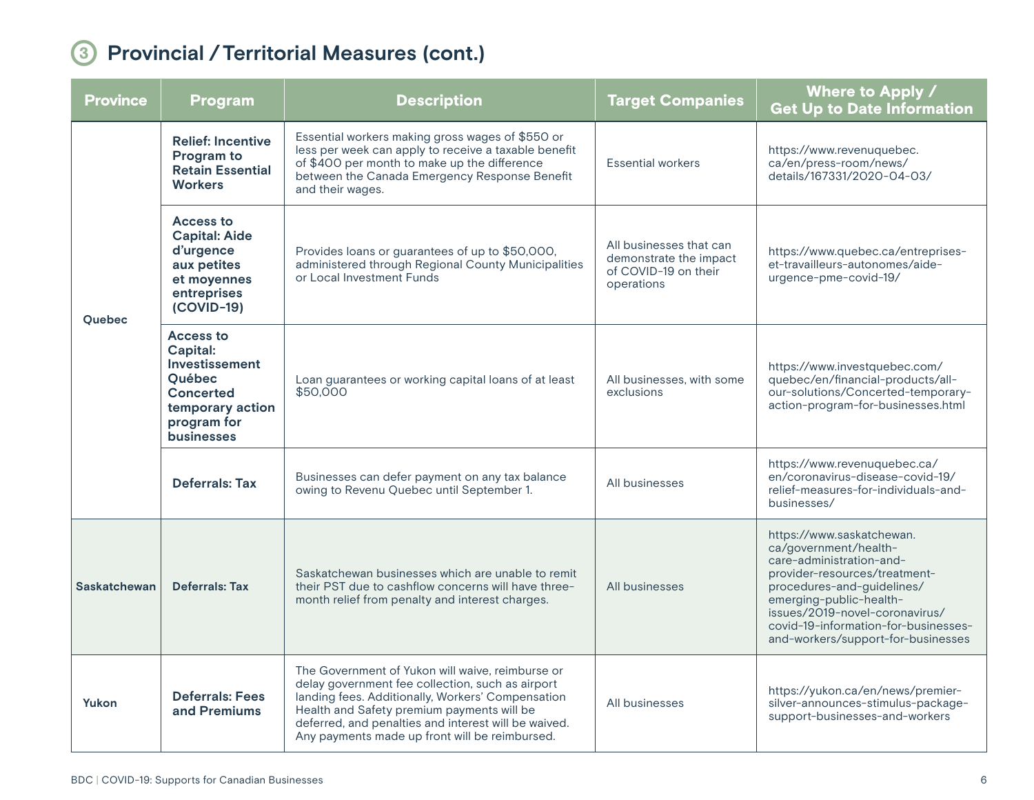## ③ Provincial / Territorial Measures (cont.)

| Province | Program | Description | Target Companies | Where to Apply / Get Up to Date Information |
|---|---|---|---|---|
| Quebec | **Relief: Incentive Program to Retain Essential Workers** | Essential workers making gross wages of $550 or less per week can apply to receive a taxable benefit of $400 per month to make up the difference between the Canada Emergency Response Benefit and their wages. | Essential workers | https://www.revenuquebec.ca/en/press-room/news/details/167331/2020-04-03/ |
| | **Access to Capital: Aide d'urgence aux petites et moyennes entreprises (COVID-19)** | Provides loans or guarantees of up to $50,000, administered through Regional County Municipalities or Local Investment Funds | All businesses that can demonstrate the impact of COVID-19 on their operations | https://www.quebec.ca/entreprises-et-travailleurs-autonomes/aide-urgence-pme-covid-19/ |
| | **Access to Capital: Investissement Québec Concerted temporary action program for businesses** | Loan guarantees or working capital loans of at least $50,000 | All businesses, with some exclusions | https://www.investquebec.com/quebec/en/financial-products/all-our-solutions/Concerted-temporary-action-program-for-businesses.html |
| | **Deferrals: Tax** | Businesses can defer payment on any tax balance owing to Revenu Quebec until September 1. | All businesses | https://www.revenuquebec.ca/en/coronavirus-disease-covid-19/relief-measures-for-individuals-and-businesses/ |
| Saskatchewan | **Deferrals: Tax** | Saskatchewan businesses which are unable to remit their PST due to cashflow concerns will have three-month relief from penalty and interest charges. | All businesses | https://www.saskatchewan.ca/government/health-care-administration-and-provider-resources/treatment-procedures-and-guidelines/emerging-public-health-issues/2019-novel-coronavirus/covid-19-information-for-businesses-and-workers/support-for-businesses |
| Yukon | **Deferrals: Fees and Premiums** | The Government of Yukon will waive, reimburse or delay government fee collection, such as airport landing fees. Additionally, Workers' Compensation Health and Safety premium payments will be deferred, and penalties and interest will be waived. Any payments made up front will be reimbursed. | All businesses | https://yukon.ca/en/news/premier-silver-announces-stimulus-package-support-businesses-and-workers |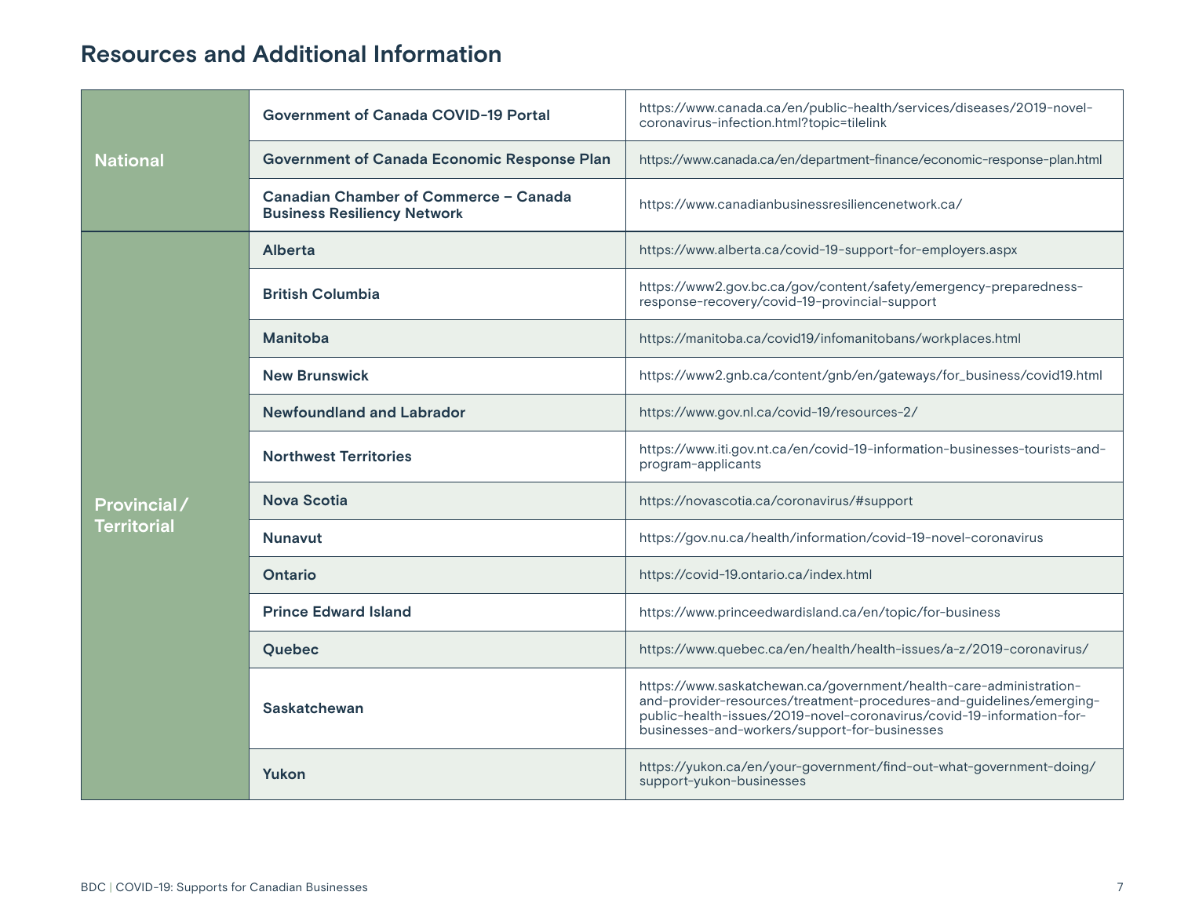## Resources and Additional Information

| | | |
|---|---|---|
| **National** | **Government of Canada COVID-19 Portal** | https://www.canada.ca/en/public-health/services/diseases/2019-novel-coronavirus-infection.html?topic=tilelink |
| | **Government of Canada Economic Response Plan** | https://www.canada.ca/en/department-finance/economic-response-plan.html |
| | **Canadian Chamber of Commerce – Canada Business Resiliency Network** | https://www.canadianbusinessresiliencenetwork.ca/ |
| **Provincial / Territorial** | **Alberta** | https://www.alberta.ca/covid-19-support-for-employers.aspx |
| | **British Columbia** | https://www2.gov.bc.ca/gov/content/safety/emergency-preparedness-response-recovery/covid-19-provincial-support |
| | **Manitoba** | https://manitoba.ca/covid19/infomanitobans/workplaces.html |
| | **New Brunswick** | https://www2.gnb.ca/content/gnb/en/gateways/for_business/covid19.html |
| | **Newfoundland and Labrador** | https://www.gov.nl.ca/covid-19/resources-2/ |
| | **Northwest Territories** | https://www.iti.gov.nt.ca/en/covid-19-information-businesses-tourists-and-program-applicants |
| | **Nova Scotia** | https://novascotia.ca/coronavirus/#support |
| | **Nunavut** | https://gov.nu.ca/health/information/covid-19-novel-coronavirus |
| | **Ontario** | https://covid-19.ontario.ca/index.html |
| | **Prince Edward Island** | https://www.princeedwardisland.ca/en/topic/for-business |
| | **Quebec** | https://www.quebec.ca/en/health/health-issues/a-z/2019-coronavirus/ |
| | **Saskatchewan** | https://www.saskatchewan.ca/government/health-care-administration-and-provider-resources/treatment-procedures-and-guidelines/emerging-public-health-issues/2019-novel-coronavirus/covid-19-information-for-businesses-and-workers/support-for-businesses |
| | **Yukon** | https://yukon.ca/en/your-government/find-out-what-government-doing/support-yukon-businesses |